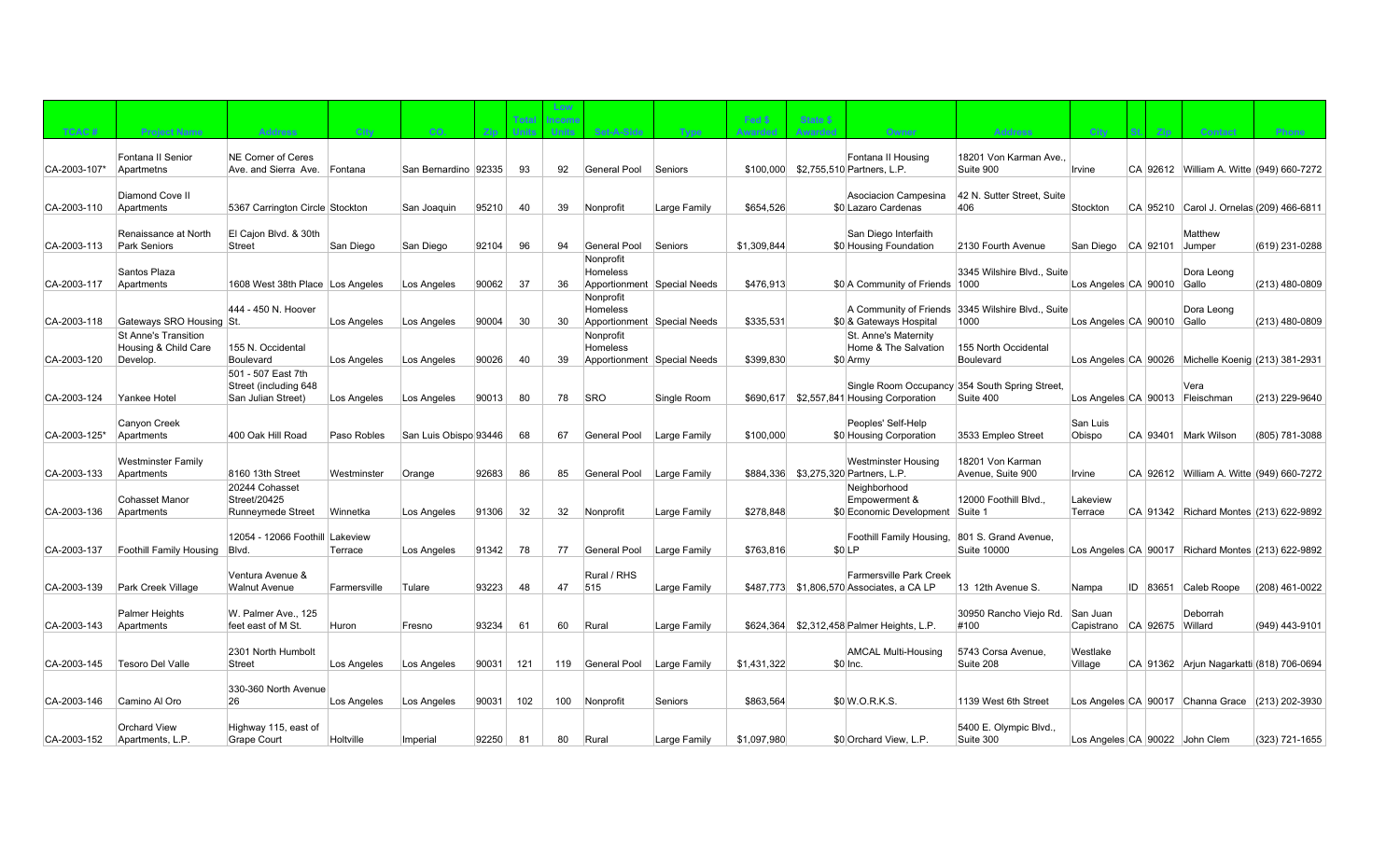| TCAC # | Project Name | Address | City | CO. | Zip | Total Units | Low Income Units | Set-A-Side | Type | Fed $ Awarded | State $ Awarded | Owner | Address | City | St. | Zip | Contact | Phone |
|---|---|---|---|---|---|---|---|---|---|---|---|---|---|---|---|---|---|---|
| CA-2003-107* | Fontana II Senior Apartmetns | NE Corner of Ceres Ave. and Sierra Ave. | Fontana | San Bernardino | 92335 | 93 | 92 | General Pool | Seniors | $100,000 | $2,755,510 | Fontana II Housing Partners, L.P. | 18201 Von Karman Ave., Suite 900 | Irvine | CA | 92612 | William A. Witte | (949) 660-7272 |
| CA-2003-110 | Diamond Cove II Apartments | 5367 Carrington Circle | Stockton | San Joaquin | 95210 | 40 | 39 | Nonprofit | Large Family | $654,526 | $0 | Asociacion Campesina Lazaro Cardenas | 42 N. Sutter Street, Suite 406 | Stockton | CA | 95210 | Carol J. Ornelas | (209) 466-6811 |
| CA-2003-113 | Renaissance at North Park Seniors | El Cajon Blvd. & 30th Street | San Diego | San Diego | 92104 | 96 | 94 | General Pool | Seniors | $1,309,844 | $0 | San Diego Interfaith Housing Foundation | 2130 Fourth Avenue | San Diego | CA | 92101 | Matthew Jumper | (619) 231-0288 |
| CA-2003-117 | Santos Plaza Apartments | 1608 West 38th Place | Los Angeles | Los Angeles | 90062 | 37 | 36 | Nonprofit Homeless Apportionment | Special Needs | $476,913 | $0 | A Community of Friends | 3345 Wilshire Blvd., Suite 1000 | Los Angeles | CA | 90010 | Dora Leong Gallo | (213) 480-0809 |
| CA-2003-118 | Gateways SRO Housing | 444 - 450 N. Hoover St. | Los Angeles | Los Angeles | 90004 | 30 | 30 | Nonprofit Homeless Apportionment | Special Needs | $335,531 | $0 | A Community of Friends & Gateways Hospital | 3345 Wilshire Blvd., Suite 1000 | Los Angeles | CA | 90010 | Dora Leong Gallo | (213) 480-0809 |
| CA-2003-120 | St Anne's Transition Housing & Child Care Develop. | 155 N. Occidental Boulevard | Los Angeles | Los Angeles | 90026 | 40 | 39 | Nonprofit Homeless Apportionment | Special Needs | $399,830 | $0 | St. Anne's Maternity Home & The Salvation Army | 155 North Occidental Boulevard | Los Angeles | CA | 90026 | Michelle Koenig | (213) 381-2931 |
| CA-2003-124 | Yankee Hotel | 501 - 507 East 7th Street (including 648 San Julian Street) | Los Angeles | Los Angeles | 90013 | 80 | 78 | SRO | Single Room | $690,617 | $2,557,841 | Single Room Occupancy Housing Corporation | 354 South Spring Street, Suite 400 | Los Angeles | CA | 90013 | Vera Fleischman | (213) 229-9640 |
| CA-2003-125* | Canyon Creek Apartments | 400 Oak Hill Road | Paso Robles | San Luis Obispo | 93446 | 68 | 67 | General Pool | Large Family | $100,000 | $0 | Peoples' Self-Help Housing Corporation | 3533 Empleo Street | San Luis Obispo | CA | 93401 | Mark Wilson | (805) 781-3088 |
| CA-2003-133 | Westminster Family Apartments | 8160 13th Street | Westminster | Orange | 92683 | 86 | 85 | General Pool | Large Family | $884,336 | $3,275,320 | Westminster Housing Partners, L.P. | 18201 Von Karman Avenue, Suite 900 | Irvine | CA | 92612 | William A. Witte | (949) 660-7272 |
| CA-2003-136 | Cohasset Manor Apartments | 20244 Cohasset Street/20425 Runneymede Street | Winnetka | Los Angeles | 91306 | 32 | 32 | Nonprofit | Large Family | $278,848 | $0 | Neighborhood Empowerment & Economic Development | 12000 Foothill Blvd., Suite 1 | Lakeview Terrace | CA | 91342 | Richard Montes | (213) 622-9892 |
| CA-2003-137 | Foothill Family Housing | 12054 - 12066 Foothill Blvd. | Lakeview Terrace | Los Angeles | 91342 | 78 | 77 | General Pool | Large Family | $763,816 | $0 | Foothill Family Housing, LP | 801 S. Grand Avenue, Suite 10000 | Los Angeles | CA | 90017 | Richard Montes | (213) 622-9892 |
| CA-2003-139 | Park Creek Village | Ventura Avenue & Walnut Avenue | Farmersville | Tulare | 93223 | 48 | 47 | Rural / RHS 515 | Large Family | $487,773 | $1,806,570 | Farmersville Park Creek Associates, a CA LP | 13 12th Avenue S. | Nampa | ID | 83651 | Caleb Roope | (208) 461-0022 |
| CA-2003-143 | Palmer Heights Apartments | W. Palmer Ave., 125 feet east of M St. | Huron | Fresno | 93234 | 61 | 60 | Rural | Large Family | $624,364 | $2,312,458 | Palmer Heights, L.P. | 30950 Rancho Viejo Rd. #100 | San Juan Capistrano | CA | 92675 | Deborrah Willard | (949) 443-9101 |
| CA-2003-145 | Tesoro Del Valle | 2301 North Humbolt Street | Los Angeles | Los Angeles | 90031 | 121 | 119 | General Pool | Large Family | $1,431,322 | $0 | AMCAL Multi-Housing Inc. | 5743 Corsa Avenue, Suite 208 | Westlake Village | CA | 91362 | Arjun Nagarkatti | (818) 706-0694 |
| CA-2003-146 | Camino Al Oro | 330-360 North Avenue 26 | Los Angeles | Los Angeles | 90031 | 102 | 100 | Nonprofit | Seniors | $863,564 | $0 | W.O.R.K.S. | 1139 West 6th Street | Los Angeles | CA | 90017 | Channa Grace | (213) 202-3930 |
| CA-2003-152 | Orchard View Apartments, L.P. | Highway 115, east of Grape Court | Holtville | Imperial | 92250 | 81 | 80 | Rural | Large Family | $1,097,980 | $0 | Orchard View, L.P. | 5400 E. Olympic Blvd., Suite 300 | Los Angeles | CA | 90022 | John Clem | (323) 721-1655 |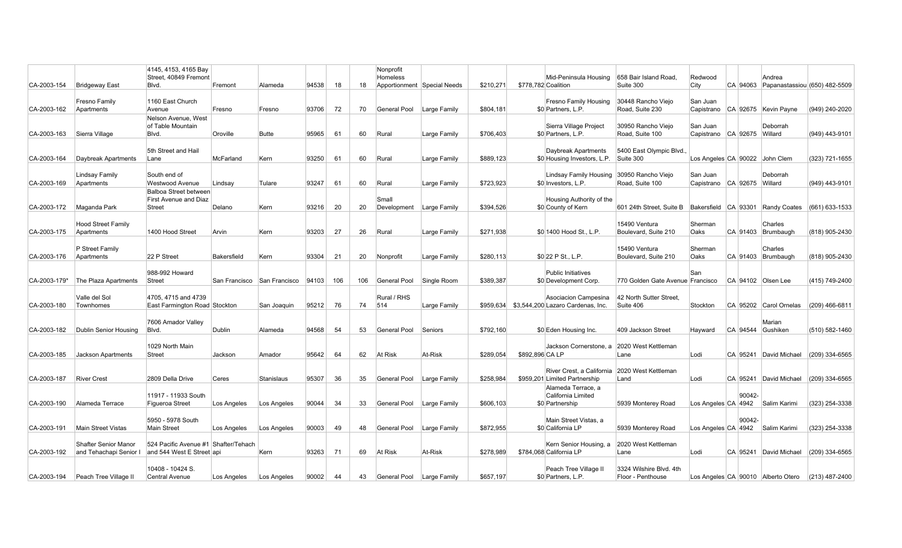| | | | | | | | | | | | | | | | | | | |
|---|---|---|---|---|---|---|---|---|---|---|---|---|---|---|---|---|---|---|
| CA-2003-154 | Bridgeway East | 4145, 4153, 4165 Bay Street, 40849 Fremont Blvd. | Fremont | Alameda | 94538 | 18 | 18 | Nonprofit Homeless Apportionment | Special Needs | $210,271 | $778,782 | Mid-Peninsula Housing Coalition | 658 Bair Island Road, Suite 300 | Redwood City | CA | 94063 | Andrea Papanastassiou | (650) 482-5509 |
| CA-2003-162 | Fresno Family Apartments | 1160 East Church Avenue | Fresno | Fresno | 93706 | 72 | 70 | General Pool | Large Family | $804,181 | $0 | Fresno Family Housing Partners, L.P. | 30448 Rancho Viejo Road, Suite 230 | San Juan Capistrano | CA | 92675 | Kevin Payne | (949) 240-2020 |
| CA-2003-163 | Sierra Village | Nelson Avenue, West of Table Mountain Blvd. | Oroville | Butte | 95965 | 61 | 60 | Rural | Large Family | $706,403 | $0 | Sierra Village Project Partners, L.P. | 30950 Rancho Viejo Road, Suite 100 | San Juan Capistrano | CA | 92675 | Deborrah Willard | (949) 443-9101 |
| CA-2003-164 | Daybreak Apartments | 5th Street and Hail Lane | McFarland | Kern | 93250 | 61 | 60 | Rural | Large Family | $889,123 | $0 | Daybreak Apartments Housing Investors, L.P. | 5400 East Olympic Blvd., Suite 300 | Los Angeles | CA | 90022 | John Clem | (323) 721-1655 |
| CA-2003-169 | Lindsay Family Apartments | South end of Westwood Avenue | Lindsay | Tulare | 93247 | 61 | 60 | Rural | Large Family | $723,923 | $0 | Lindsay Family Housing Investors, L.P. | 30950 Rancho Viejo Road, Suite 100 | San Juan Capistrano | CA | 92675 | Deborrah Willard | (949) 443-9101 |
| CA-2003-172 | Maganda Park | Balboa Street between First Avenue and Diaz Street | Delano | Kern | 93216 | 20 | 20 | Small Development | Large Family | $394,526 | $0 | Housing Authority of the County of Kern | 601 24th Street, Suite B | Bakersfield | CA | 93301 | Randy Coates | (661) 633-1533 |
| CA-2003-175 | Hood Street Family Apartments | 1400 Hood Street | Arvin | Kern | 93203 | 27 | 26 | Rural | Large Family | $271,938 | $0 | 1400 Hood St., L.P. | 15490 Ventura Boulevard, Suite 210 | Sherman Oaks | CA | 91403 | Charles Brumbaugh | (818) 905-2430 |
| CA-2003-176 | P Street Family Apartments | 22 P Street | Bakersfield | Kern | 93304 | 21 | 20 | Nonprofit | Large Family | $280,113 | $0 | 22 P St., L.P. | 15490 Ventura Boulevard, Suite 210 | Sherman Oaks | CA | 91403 | Charles Brumbaugh | (818) 905-2430 |
| CA-2003-179* | The Plaza Apartments | 988-992 Howard Street | San Francisco | San Francisco | 94103 | 106 | 106 | General Pool | Single Room | $389,387 | $0 | Public Initiatives Development Corp. | 770 Golden Gate Avenue | San Francisco | CA | 94102 | Olsen Lee | (415) 749-2400 |
| CA-2003-180 | Valle del Sol Townhomes | 4705, 4715 and 4739 East Farmington Road | Stockton | San Joaquin | 95212 | 76 | 74 | Rural / RHS 514 | Large Family | $959,634 | $3,544,200 | Asociacion Campesina Lazaro Cardenas, Inc. | 42 North Sutter Street, Suite 406 | Stockton | CA | 95202 | Carol Ornelas | (209) 466-6811 |
| CA-2003-182 | Dublin Senior Housing | 7606 Amador Valley Blvd. | Dublin | Alameda | 94568 | 54 | 53 | General Pool | Seniors | $792,160 | $0 | Eden Housing Inc. | 409 Jackson Street | Hayward | CA | 94544 | Marian Gushiken | (510) 582-1460 |
| CA-2003-185 | Jackson Apartments | 1029 North Main Street | Jackson | Amador | 95642 | 64 | 62 | At Risk | At-Risk | $289,054 | $892,896 | Jackson Cornerstone, a CA LP | 2020 West Kettleman Lane | Lodi | CA | 95241 | David Michael | (209) 334-6565 |
| CA-2003-187 | River Crest | 2809 Della Drive | Ceres | Stanislaus | 95307 | 36 | 35 | General Pool | Large Family | $258,984 | $959,201 | River Crest, a California Limited Partnership | 2020 West Kettleman Land | Lodi | CA | 95241 | David Michael | (209) 334-6565 |
| CA-2003-190 | Alameda Terrace | 11917 - 11933 South Figueroa Street | Los Angeles | Los Angeles | 90044 | 34 | 33 | General Pool | Large Family | $606,103 | $0 | Alameda Terrace, a California Limited Partnership | 5939 Monterey Road | Los Angeles | CA | 90042-4942 | Salim Karimi | (323) 254-3338 |
| CA-2003-191 | Main Street Vistas | 5950 - 5978 South Main Street | Los Angeles | Los Angeles | 90003 | 49 | 48 | General Pool | Large Family | $872,955 | $0 | Main Street Vistas, a California LP | 5939 Monterey Road | Los Angeles | CA | 90042-4942 | Salim Karimi | (323) 254-3338 |
| CA-2003-192 | Shafter Senior Manor and Tehachapi Senior I | 524 Pacific Avenue #1 and 544 West E Street | Shafter/Tehachapi | Kern | 93263 | 71 | 69 | At Risk | At-Risk | $278,989 | $784,068 | Kern Senior Housing, a California LP | 2020 West Kettleman Lane | Lodi | CA | 95241 | David Michael | (209) 334-6565 |
| CA-2003-194 | Peach Tree Village II | 10408 - 10424 S. Central Avenue | Los Angeles | Los Angeles | 90002 | 44 | 43 | General Pool | Large Family | $657,197 | $0 | Peach Tree Village II Partners, L.P. | 3324 Wilshire Blvd. 4th Floor - Penthouse | Los Angeles | CA | 90010 | Alberto Otero | (213) 487-2400 |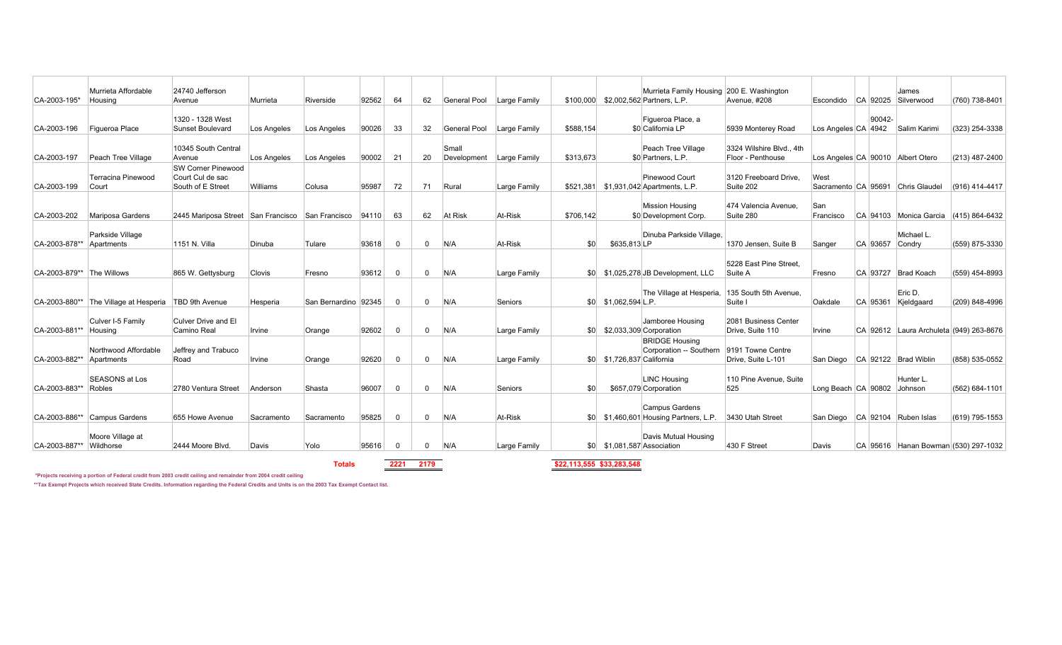| | | | | | | | | | | | | | | | | | | |
|---|---|---|---|---|---|---|---|---|---|---|---|---|---|---|---|---|---|---|
| CA-2003-195* | Murrieta Affordable Housing | 24740 Jefferson Avenue | Murrieta | Riverside | 92562 | 64 | 62 | General Pool | Large Family | $100,000 | $2,002,562 | Murrieta Family Housing Partners, L.P. | 200 E. Washington Avenue, #208 | Escondido | CA | 92025 | James Silverwood | (760) 738-8401 |
| CA-2003-196 | Figueroa Place | 1320 - 1328 West Sunset Boulevard | Los Angeles | Los Angeles | 90026 | 33 | 32 | General Pool | Large Family | $588,154 | $0 | Figueroa Place, a California LP | 5939 Monterey Road | Los Angeles | CA | 90042-4942 | Salim Karimi | (323) 254-3338 |
| CA-2003-197 | Peach Tree Village | 10345 South Central Avenue | Los Angeles | Los Angeles | 90002 | 21 | 20 | Small Development | Large Family | $313,673 | $0 | Peach Tree Village Partners, L.P. | 3324 Wilshire Blvd., 4th Floor - Penthouse | Los Angeles | CA | 90010 | Albert Otero | (213) 487-2400 |
| CA-2003-199 | Terracina Pinewood Court | SW Corner Pinewood Court Cul de sac South of E Street | Williams | Colusa | 95987 | 72 | 71 | Rural | Large Family | $521,381 | $1,931,042 | Pinewood Court Apartments, L.P. | 3120 Freeboard Drive, Suite 202 | West Sacramento | CA | 95691 | Chris Glaudel | (916) 414-4417 |
| CA-2003-202 | Mariposa Gardens | 2445 Mariposa Street | San Francisco | San Francisco | 94110 | 63 | 62 | At Risk | At-Risk | $706,142 | $0 | Mission Housing Development Corp. | 474 Valencia Avenue, Suite 280 | San Francisco | CA | 94103 | Monica Garcia | (415) 864-6432 |
| CA-2003-878** | Parkside Village Apartments | 1151 N. Villa | Dinuba | Tulare | 93618 | 0 | 0 | N/A | At-Risk | $0 | $635,813 | Dinuba Parkside Village, LP | 1370 Jensen, Suite B | Sanger | CA | 93657 | Michael L. Condry | (559) 875-3330 |
| CA-2003-879** | The Willows | 865 W. Gettysburg | Clovis | Fresno | 93612 | 0 | 0 | N/A | Large Family | $0 | $1,025,278 | JB Development, LLC | 5228 East Pine Street, Suite A | Fresno | CA | 93727 | Brad Koach | (559) 454-8993 |
| CA-2003-880** | The Village at Hesperia | TBD 9th Avenue | Hesperia | San Bernardino | 92345 | 0 | 0 | N/A | Seniors | $0 | $1,062,594 | The Village at Hesperia, L.P. | 135 South 5th Avenue, Suite I | Oakdale | CA | 95361 | Eric D. Kjeldgaard | (209) 848-4996 |
| CA-2003-881** | Culver I-5 Family Housing | Culver Drive and El Camino Real | Irvine | Orange | 92602 | 0 | 0 | N/A | Large Family | $0 | $2,033,309 | Jamboree Housing Corporation | 2081 Business Center Drive, Suite 110 | Irvine | CA | 92612 | Laura Archuleta | (949) 263-8676 |
| CA-2003-882** | Northwood Affordable Apartments | Jeffrey and Trabuco Road | Irvine | Orange | 92620 | 0 | 0 | N/A | Large Family | $0 | $1,726,837 | BRIDGE Housing Corporation -- Southern California | 9191 Towne Centre Drive, Suite L-101 | San Diego | CA | 92122 | Brad Wiblin | (858) 535-0552 |
| CA-2003-883** | SEASONS at Los Robles | 2780 Ventura Street | Anderson | Shasta | 96007 | 0 | 0 | N/A | Seniors | $0 | $657,079 | LINC Housing Corporation | 110 Pine Avenue, Suite 525 | Long Beach | CA | 90802 | Hunter L. Johnson | (562) 684-1101 |
| CA-2003-886** | Campus Gardens | 655 Howe Avenue | Sacramento | Sacramento | 95825 | 0 | 0 | N/A | At-Risk | $0 | $1,460,601 | Campus Gardens Housing Partners, L.P. | 3430 Utah Street | San Diego | CA | 92104 | Ruben Islas | (619) 795-1553 |
| CA-2003-887** | Moore Village at Wildhorse | 2444 Moore Blvd. | Davis | Yolo | 95616 | 0 | 0 | N/A | Large Family | $0 | $1,081,587 | Davis Mutual Housing Association | 430 F Street | Davis | CA | 95616 | Hanan Bowman | (530) 297-1032 |
| | | | | **Totals** | | **2221** | **2179** | | | **$22,113,555** | **$33,283,548** | | | | | | | |

**\*Projects receiving a portion of Federal credit from 2003 credit ceiling and remainder from 2004 credit ceiling**

**\*\*Tax Exempt Projects which received State Credits. Information regarding the Federal Credits and Units is on the 2003 Tax Exempt Contact list.**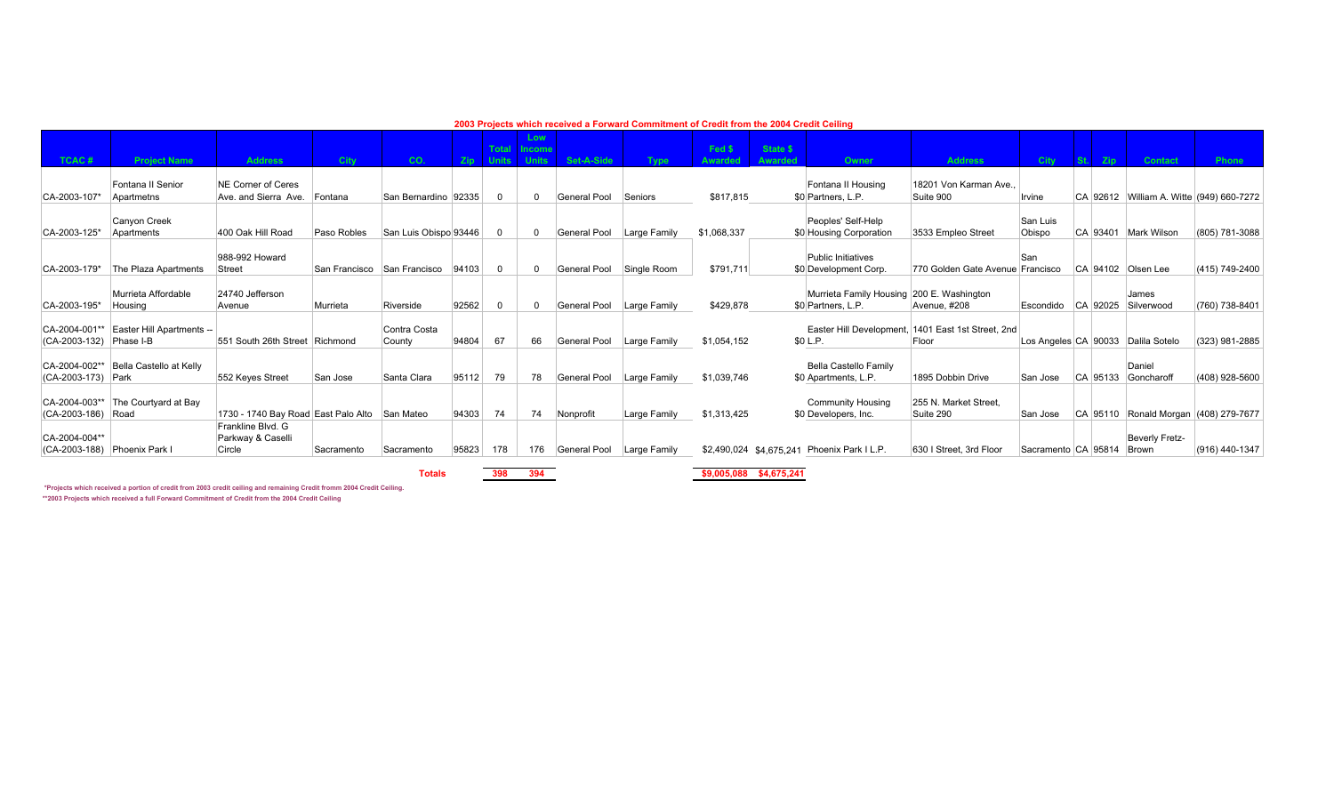## 2003 Projects which received a Forward Commitment of Credit from the 2004 Credit Ceiling

| TCAC # | Project Name | Address | City | CO. | Zip | Total Units | Low Income Units | Set-A-Side | Type | Fed $ Awarded | State $ Awarded | Owner | Address | City | St. | Zip | Contact | Phone |
|---|---|---|---|---|---|---|---|---|---|---|---|---|---|---|---|---|---|---|
| CA-2003-107* | Fontana II Senior Apartmetns | NE Corner of Ceres Ave. and Sierra Ave. | Fontana | San Bernardino | 92335 | 0 | 0 | General Pool | Seniors | $817,815 | $0 | Fontana II Housing Partners, L.P. | 18201 Von Karman Ave., Suite 900 | Irvine | CA | 92612 | William A. Witte | (949) 660-7272 |
| CA-2003-125* | Canyon Creek Apartments | 400 Oak Hill Road | Paso Robles | San Luis Obispo | 93446 | 0 | 0 | General Pool | Large Family | $1,068,337 | $0 | Peoples' Self-Help Housing Corporation | 3533 Empleo Street | San Luis Obispo | CA | 93401 | Mark Wilson | (805) 781-3088 |
| CA-2003-179* | The Plaza Apartments | 988-992 Howard Street | San Francisco | San Francisco | 94103 | 0 | 0 | General Pool | Single Room | $791,711 | $0 | Public Initiatives Development Corp. | 770 Golden Gate Avenue | San Francisco | CA | 94102 | Olsen Lee | (415) 749-2400 |
| CA-2003-195* | Murrieta Affordable Housing | 24740 Jefferson Avenue | Murrieta | Riverside | 92562 | 0 | 0 | General Pool | Large Family | $429,878 | $0 | Murrieta Family Housing Partners, L.P. | 200 E. Washington Avenue, #208 | Escondido | CA | 92025 | James Silverwood | (760) 738-8401 |
| CA-2004-001** (CA-2003-132) | Easter Hill Apartments -- Phase I-B | 551 South 26th Street | Richmond | Contra Costa County | 94804 | 67 | 66 | General Pool | Large Family | $1,054,152 | $0 | Easter Hill Development, L.P. | 1401 East 1st Street, 2nd Floor | Los Angeles | CA | 90033 | Dalila Sotelo | (323) 981-2885 |
| CA-2004-002** (CA-2003-173) | Bella Castello at Kelly Park | 552 Keyes Street | San Jose | Santa Clara | 95112 | 79 | 78 | General Pool | Large Family | $1,039,746 | $0 | Bella Castello Family Apartments, L.P. | 1895 Dobbin Drive | San Jose | CA | 95133 | Daniel Goncharoff | (408) 928-5600 |
| CA-2004-003** (CA-2003-186) | The Courtyard at Bay Road | 1730 - 1740 Bay Road | East Palo Alto | San Mateo | 94303 | 74 | 74 | Nonprofit | Large Family | $1,313,425 | $0 | Community Housing Developers, Inc. | 255 N. Market Street, Suite 290 | San Jose | CA | 95110 | Ronald Morgan | (408) 279-7677 |
| CA-2004-004** (CA-2003-188) | Phoenix Park I | Frankline Blvd. G Parkway & Caselli Circle | Sacramento | Sacramento | 95823 | 178 | 176 | General Pool | Large Family | $2,490,024 | $4,675,241 | Phoenix Park I L.P. | 630 I Street, 3rd Floor | Sacramento | CA | 95814 | Beverly Fretz-Brown | (916) 440-1347 |
| | | | | Totals | | 398 | 394 | | | $9,005,088 | $4,675,241 | | | | | | | |

*Projects which received a portion of credit from 2003 credit ceiling and remaining Credit fromm 2004 Credit Ceiling.

**2003 Projects which received a full Forward Commitment of Credit from the 2004 Credit Ceiling